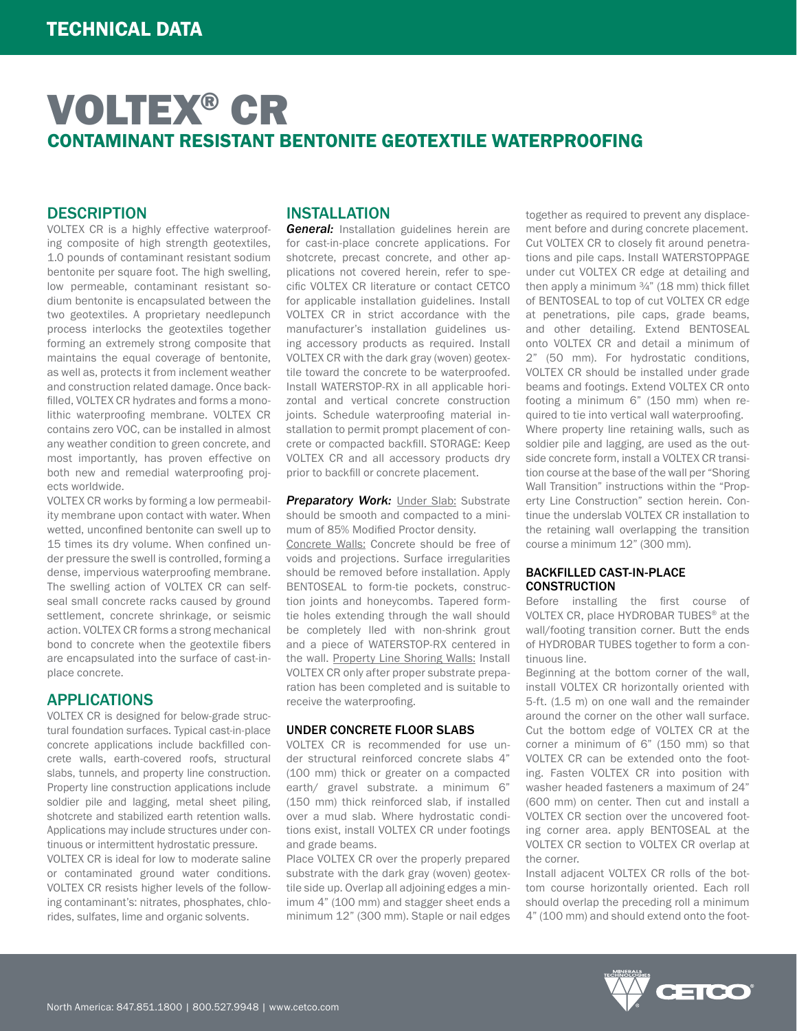TECHNICAL DATA

# VOLTEX® CR

## CONTAMINANT RESISTANT BENTONITE GEOTEXTILE WATERPROOFING

### DESCRIPTION

VOLTEX CR is a highly effective waterproofing composite of high strength geotextiles, 1.0 pounds of contaminant resistant sodium bentonite per square foot. The high swelling, low permeable, contaminant resistant sodium bentonite is encapsulated between the two geotextiles. A proprietary needlepunch process interlocks the geotextiles together forming an extremely strong composite that maintains the equal coverage of bentonite, as well as, protects it from inclement weather and construction related damage. Once backfilled, VOLTEX CR hydrates and forms a monolithic waterproofing membrane. VOLTEX CR contains zero VOC, can be installed in almost any weather condition to green concrete, and most importantly, has proven effective on both new and remedial waterproofing projects worldwide.

VOLTEX CR works by forming a low permeability membrane upon contact with water. When wetted, unconfined bentonite can swell up to 15 times its dry volume. When confined under pressure the swell is controlled, forming a dense, impervious waterproofing membrane. The swelling action of VOLTEX CR can self-seal small concrete racks caused by ground settlement, concrete shrinkage, or seismic action. VOLTEX CR forms a strong mechanical bond to concrete when the geotextile fibers are encapsulated into the surface of cast-in-place concrete.

### APPLICATIONS

VOLTEX CR is designed for below-grade structural foundation surfaces. Typical cast-in-place concrete applications include backfilled concrete walls, earth-covered roofs, structural slabs, tunnels, and property line construction. Property line construction applications include soldier pile and lagging, metal sheet piling, shotcrete and stabilized earth retention walls. Applications may include structures under continuous or intermittent hydrostatic pressure.

VOLTEX CR is ideal for low to moderate saline or contaminated ground water conditions. VOLTEX CR resists higher levels of the following contaminant's: nitrates, phosphates, chlorides, sulfates, lime and organic solvents.

### INSTALLATION

***General:*** Installation guidelines herein are for cast-in-place concrete applications. For shotcrete, precast concrete, and other applications not covered herein, refer to specific VOLTEX CR literature or contact CETCO for applicable installation guidelines. Install VOLTEX CR in strict accordance with the manufacturer's installation guidelines using accessory products as required. Install VOLTEX CR with the dark gray (woven) geotextile toward the concrete to be waterproofed. Install WATERSTOP-RX in all applicable horizontal and vertical concrete construction joints. Schedule waterproofing material installation to permit prompt placement of concrete or compacted backfill. STORAGE: Keep VOLTEX CR and all accessory products dry prior to backfill or concrete placement.

***Preparatory Work:*** Under Slab: Substrate should be smooth and compacted to a minimum of 85% Modified Proctor density.

Concrete Walls: Concrete should be free of voids and projections. Surface irregularities should be removed before installation. Apply BENTOSEAL to form-tie pockets, construction joints and honeycombs. Tapered formtie holes extending through the wall should be completely lled with non-shrink grout and a piece of WATERSTOP-RX centered in the wall. Property Line Shoring Walls: Install VOLTEX CR only after proper substrate preparation has been completed and is suitable to receive the waterproofing.

#### UNDER CONCRETE FLOOR SLABS

VOLTEX CR is recommended for use under structural reinforced concrete slabs 4" (100 mm) thick or greater on a compacted earth/ gravel substrate. a minimum 6" (150 mm) thick reinforced slab, if installed over a mud slab. Where hydrostatic conditions exist, install VOLTEX CR under footings and grade beams.

Place VOLTEX CR over the properly prepared substrate with the dark gray (woven) geotextile side up. Overlap all adjoining edges a minimum 4" (100 mm) and stagger sheet ends a minimum 12" (300 mm). Staple or nail edges together as required to prevent any displacement before and during concrete placement. Cut VOLTEX CR to closely fit around penetrations and pile caps. Install WATERSTOPPAGE under cut VOLTEX CR edge at detailing and then apply a minimum ¾" (18 mm) thick fillet of BENTOSEAL to top of cut VOLTEX CR edge at penetrations, pile caps, grade beams, and other detailing. Extend BENTOSEAL onto VOLTEX CR and detail a minimum of 2" (50 mm). For hydrostatic conditions, VOLTEX CR should be installed under grade beams and footings. Extend VOLTEX CR onto footing a minimum 6" (150 mm) when required to tie into vertical wall waterproofing.

Where property line retaining walls, such as soldier pile and lagging, are used as the outside concrete form, install a VOLTEX CR transition course at the base of the wall per "Shoring Wall Transition" instructions within the "Property Line Construction" section herein. Continue the underslab VOLTEX CR installation to the retaining wall overlapping the transition course a minimum 12" (300 mm).

#### BACKFILLED CAST-IN-PLACE CONSTRUCTION

Before installing the first course of VOLTEX CR, place HYDROBAR TUBES® at the wall/footing transition corner. Butt the ends of HYDROBAR TUBES together to form a continuous line.

Beginning at the bottom corner of the wall, install VOLTEX CR horizontally oriented with 5-ft. (1.5 m) on one wall and the remainder around the corner on the other wall surface. Cut the bottom edge of VOLTEX CR at the corner a minimum of 6" (150 mm) so that VOLTEX CR can be extended onto the footing. Fasten VOLTEX CR into position with washer headed fasteners a maximum of 24" (600 mm) on center. Then cut and install a VOLTEX CR section over the uncovered footing corner area. apply BENTOSEAL at the VOLTEX CR section to VOLTEX CR overlap at the corner.

Install adjacent VOLTEX CR rolls of the bottom course horizontally oriented. Each roll should overlap the preceding roll a minimum 4" (100 mm) and should extend onto the foot-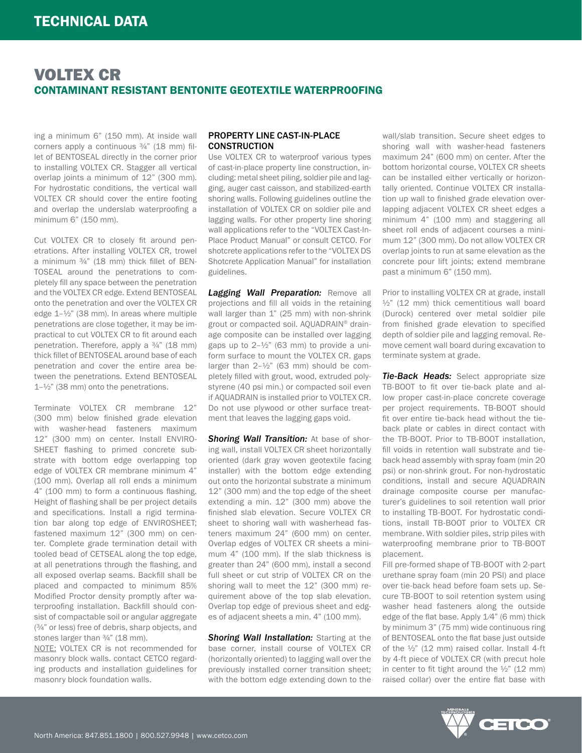# VOLTEX CR

## CONTAMINANT RESISTANT BENTONITE GEOTEXTILE WATERPROOFING

ing a minimum 6" (150 mm). At inside wall corners apply a continuous ¾" (18 mm) fillet of BENTOSEAL directly in the corner prior to installing VOLTEX CR. Stagger all vertical overlap joints a minimum of 12" (300 mm). For hydrostatic conditions, the vertical wall VOLTEX CR should cover the entire footing and overlap the underslab waterproofing a minimum 6" (150 mm).

Cut VOLTEX CR to closely fit around penetrations. After installing VOLTEX CR, trowel a minimum ¾" (18 mm) thick fillet of BENTOSEAL around the penetrations to completely fill any space between the penetration and the VOLTEX CR edge. Extend BENTOSEAL onto the penetration and over the VOLTEX CR edge 1–½" (38 mm). In areas where multiple penetrations are close together, it may be impractical to cut VOLTEX CR to fit around each penetration. Therefore, apply a ¾" (18 mm) thick fillet of BENTOSEAL around base of each penetration and cover the entire area between the penetrations. Extend BENTOSEAL 1–½" (38 mm) onto the penetrations.

Terminate VOLTEX CR membrane 12" (300 mm) below finished grade elevation with washer-head fasteners maximum 12" (300 mm) on center. Install ENVIROSHEET flashing to primed concrete substrate with bottom edge overlapping top edge of VOLTEX CR membrane minimum 4" (100 mm). Overlap all roll ends a minimum 4" (100 mm) to form a continuous flashing. Height of flashing shall be per project details and specifications. Install a rigid termination bar along top edge of ENVIROSHEET; fastened maximum 12" (300 mm) on center. Complete grade termination detail with tooled bead of CETSEAL along the top edge, at all penetrations through the flashing, and all exposed overlap seams. Backfill shall be placed and compacted to minimum 85% Modified Proctor density promptly after waterproofing installation. Backfill should consist of compactable soil or angular aggregate (¾" or less) free of debris, sharp objects, and stones larger than ¾" (18 mm).

NOTE: VOLTEX CR is not recommended for masonry block walls. contact CETCO regarding products and installation guidelines for masonry block foundation walls.

### PROPERTY LINE CAST-IN-PLACE CONSTRUCTION

Use VOLTEX CR to waterproof various types of cast-in-place property line construction, including: metal sheet piling, soldier pile and lagging, auger cast caisson, and stabilized-earth shoring walls. Following guidelines outline the installation of VOLTEX CR on soldier pile and lagging walls. For other property line shoring wall applications refer to the "VOLTEX Cast-In-Place Product Manual" or consult CETCO. For shotcrete applications refer to the "VOLTEX DS Shotcrete Application Manual" for installation guidelines.

***Lagging Wall Preparation:*** Remove all projections and fill all voids in the retaining wall larger than 1" (25 mm) with non-shrink grout or compacted soil. AQUADRAIN® drainage composite can be installed over lagging gaps up to 2–½" (63 mm) to provide a uniform surface to mount the VOLTEX CR. gaps larger than 2–½" (63 mm) should be completely filled with grout, wood, extruded polystyrene (40 psi min.) or compacted soil even if AQUADRAIN is installed prior to VOLTEX CR. Do not use plywood or other surface treatment that leaves the lagging gaps void.

***Shoring Wall Transition:*** At base of shoring wall, install VOLTEX CR sheet horizontally oriented (dark gray woven geotextile facing installer) with the bottom edge extending out onto the horizontal substrate a minimum 12" (300 mm) and the top edge of the sheet extending a min. 12" (300 mm) above the finished slab elevation. Secure VOLTEX CR sheet to shoring wall with washerhead fasteners maximum 24" (600 mm) on center. Overlap edges of VOLTEX CR sheets a minimum 4" (100 mm). If the slab thickness is greater than 24" (600 mm), install a second full sheet or cut strip of VOLTEX CR on the shoring wall to meet the 12" (300 mm) requirement above of the top slab elevation. Overlap top edge of previous sheet and edges of adjacent sheets a min. 4" (100 mm).

***Shoring Wall Installation:*** Starting at the base corner, install course of VOLTEX CR (horizontally oriented) to lagging wall over the previously installed corner transition sheet; with the bottom edge extending down to the wall/slab transition. Secure sheet edges to shoring wall with washer-head fasteners maximum 24" (600 mm) on center. After the bottom horizontal course, VOLTEX CR sheets can be installed either vertically or horizontally oriented. Continue VOLTEX CR installation up wall to finished grade elevation overlapping adjacent VOLTEX CR sheet edges a minimum 4" (100 mm) and staggering all sheet roll ends of adjacent courses a minimum 12" (300 mm). Do not allow VOLTEX CR overlap joints to run at same elevation as the concrete pour lift joints; extend membrane past a minimum 6" (150 mm).

Prior to installing VOLTEX CR at grade, install ½" (12 mm) thick cementitious wall board (Durock) centered over metal soldier pile from finished grade elevation to specified depth of soldier pile and lagging removal. Remove cement wall board during excavation to terminate system at grade.

***Tie-Back Heads:*** Select appropriate size TB-BOOT to fit over tie-back plate and allow proper cast-in-place concrete coverage per project requirements. TB-BOOT should fit over entire tie-back head without the tie-back plate or cables in direct contact with the TB-BOOT. Prior to TB-BOOT installation, fill voids in retention wall substrate and tie-back head assembly with spray foam (min 20 psi) or non-shrink grout. For non-hydrostatic conditions, install and secure AQUADRAIN drainage composite course per manufacturer's guidelines to soil retention wall prior to installing TB-BOOT. For hydrostatic conditions, install TB-BOOT prior to VOLTEX CR membrane. With soldier piles, strip piles with waterproofing membrane prior to TB-BOOT placement.

Fill pre-formed shape of TB-BOOT with 2-part urethane spray foam (min 20 PSI) and place over tie-back head before foam sets up. Secure TB-BOOT to soil retention system using washer head fasteners along the outside edge of the flat base. Apply 1⁄4" (6 mm) thick by minimum 3" (75 mm) wide continuous ring of BENTOSEAL onto the flat base just outside of the ½" (12 mm) raised collar. Install 4-ft by 4-ft piece of VOLTEX CR (with precut hole in center to fit tight around the ½" (12 mm) raised collar) over the entire flat base with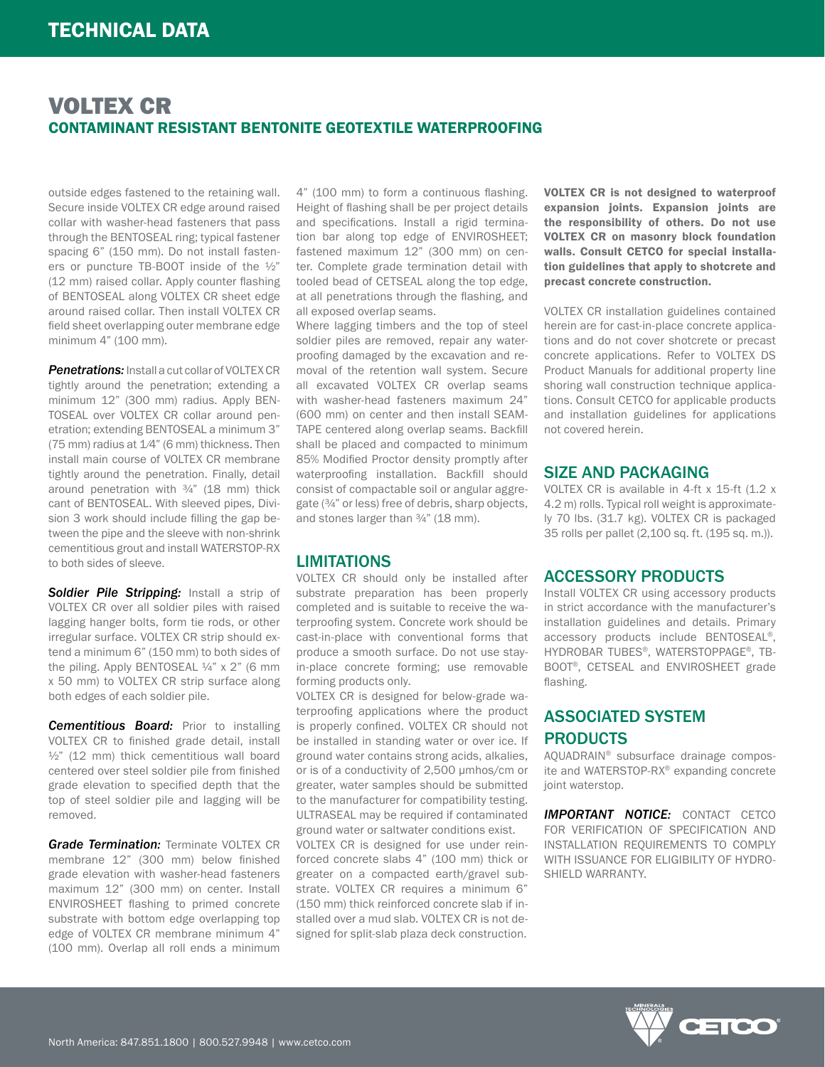# VOLTEX CR

## CONTAMINANT RESISTANT BENTONITE GEOTEXTILE WATERPROOFING

outside edges fastened to the retaining wall. Secure inside VOLTEX CR edge around raised collar with washer-head fasteners that pass through the BENTOSEAL ring; typical fastener spacing 6" (150 mm). Do not install fasteners or puncture TB-BOOT inside of the ½" (12 mm) raised collar. Apply counter flashing of BENTOSEAL along VOLTEX CR sheet edge around raised collar. Then install VOLTEX CR field sheet overlapping outer membrane edge minimum 4" (100 mm).

***Penetrations:*** Install a cut collar of VOLTEX CR tightly around the penetration; extending a minimum 12" (300 mm) radius. Apply BENTOSEAL over VOLTEX CR collar around penetration; extending BENTOSEAL a minimum 3" (75 mm) radius at 1⁄4" (6 mm) thickness. Then install main course of VOLTEX CR membrane tightly around the penetration. Finally, detail around penetration with ¾" (18 mm) thick cant of BENTOSEAL. With sleeved pipes, Division 3 work should include filling the gap between the pipe and the sleeve with non-shrink cementitious grout and install WATERSTOP-RX to both sides of sleeve.

***Soldier Pile Stripping:*** Install a strip of VOLTEX CR over all soldier piles with raised lagging hanger bolts, form tie rods, or other irregular surface. VOLTEX CR strip should extend a minimum 6" (150 mm) to both sides of the piling. Apply BENTOSEAL ¼" x 2" (6 mm x 50 mm) to VOLTEX CR strip surface along both edges of each soldier pile.

***Cementitious Board:*** Prior to installing VOLTEX CR to finished grade detail, install ½" (12 mm) thick cementitious wall board centered over steel soldier pile from finished grade elevation to specified depth that the top of steel soldier pile and lagging will be removed.

***Grade Termination:*** Terminate VOLTEX CR membrane 12" (300 mm) below finished grade elevation with washer-head fasteners maximum 12" (300 mm) on center. Install ENVIROSHEET flashing to primed concrete substrate with bottom edge overlapping top edge of VOLTEX CR membrane minimum 4" (100 mm). Overlap all roll ends a minimum 4" (100 mm) to form a continuous flashing. Height of flashing shall be per project details and specifications. Install a rigid termination bar along top edge of ENVIROSHEET; fastened maximum 12" (300 mm) on center. Complete grade termination detail with tooled bead of CETSEAL along the top edge, at all penetrations through the flashing, and all exposed overlap seams.

Where lagging timbers and the top of steel soldier piles are removed, repair any waterproofing damaged by the excavation and removal of the retention wall system. Secure all excavated VOLTEX CR overlap seams with washer-head fasteners maximum 24" (600 mm) on center and then install SEAM-TAPE centered along overlap seams. Backfill shall be placed and compacted to minimum 85% Modified Proctor density promptly after waterproofing installation. Backfill should consist of compactable soil or angular aggregate (¾" or less) free of debris, sharp objects, and stones larger than ¾" (18 mm).

## LIMITATIONS

VOLTEX CR should only be installed after substrate preparation has been properly completed and is suitable to receive the waterproofing system. Concrete work should be cast-in-place with conventional forms that produce a smooth surface. Do not use stay-in-place concrete forming; use removable forming products only.

VOLTEX CR is designed for below-grade waterproofing applications where the product is properly confined. VOLTEX CR should not be installed in standing water or over ice. If ground water contains strong acids, alkalies, or is of a conductivity of 2,500 µmhos/cm or greater, water samples should be submitted to the manufacturer for compatibility testing. ULTRASEAL may be required if contaminated ground water or saltwater conditions exist.

VOLTEX CR is designed for use under reinforced concrete slabs 4" (100 mm) thick or greater on a compacted earth/gravel substrate. VOLTEX CR requires a minimum 6" (150 mm) thick reinforced concrete slab if installed over a mud slab. VOLTEX CR is not designed for split-slab plaza deck construction.

**VOLTEX CR is not designed to waterproof expansion joints. Expansion joints are the responsibility of others. Do not use VOLTEX CR on masonry block foundation walls. Consult CETCO for special installation guidelines that apply to shotcrete and precast concrete construction.**

VOLTEX CR installation guidelines contained herein are for cast-in-place concrete applications and do not cover shotcrete or precast concrete applications. Refer to VOLTEX DS Product Manuals for additional property line shoring wall construction technique applications. Consult CETCO for applicable products and installation guidelines for applications not covered herein.

## SIZE AND PACKAGING

VOLTEX CR is available in 4-ft x 15-ft (1.2 x 4.2 m) rolls. Typical roll weight is approximately 70 lbs. (31.7 kg). VOLTEX CR is packaged 35 rolls per pallet (2,100 sq. ft. (195 sq. m.)).

## ACCESSORY PRODUCTS

Install VOLTEX CR using accessory products in strict accordance with the manufacturer's installation guidelines and details. Primary accessory products include BENTOSEAL®, HYDROBAR TUBES®, WATERSTOPPAGE®, TB-BOOT®, CETSEAL and ENVIROSHEET grade flashing.

## ASSOCIATED SYSTEM PRODUCTS

AQUADRAIN® subsurface drainage composite and WATERSTOP-RX® expanding concrete joint waterstop.

***IMPORTANT NOTICE:*** CONTACT CETCO FOR VERIFICATION OF SPECIFICATION AND INSTALLATION REQUIREMENTS TO COMPLY WITH ISSUANCE FOR ELIGIBILITY OF HYDROSHIELD WARRANTY.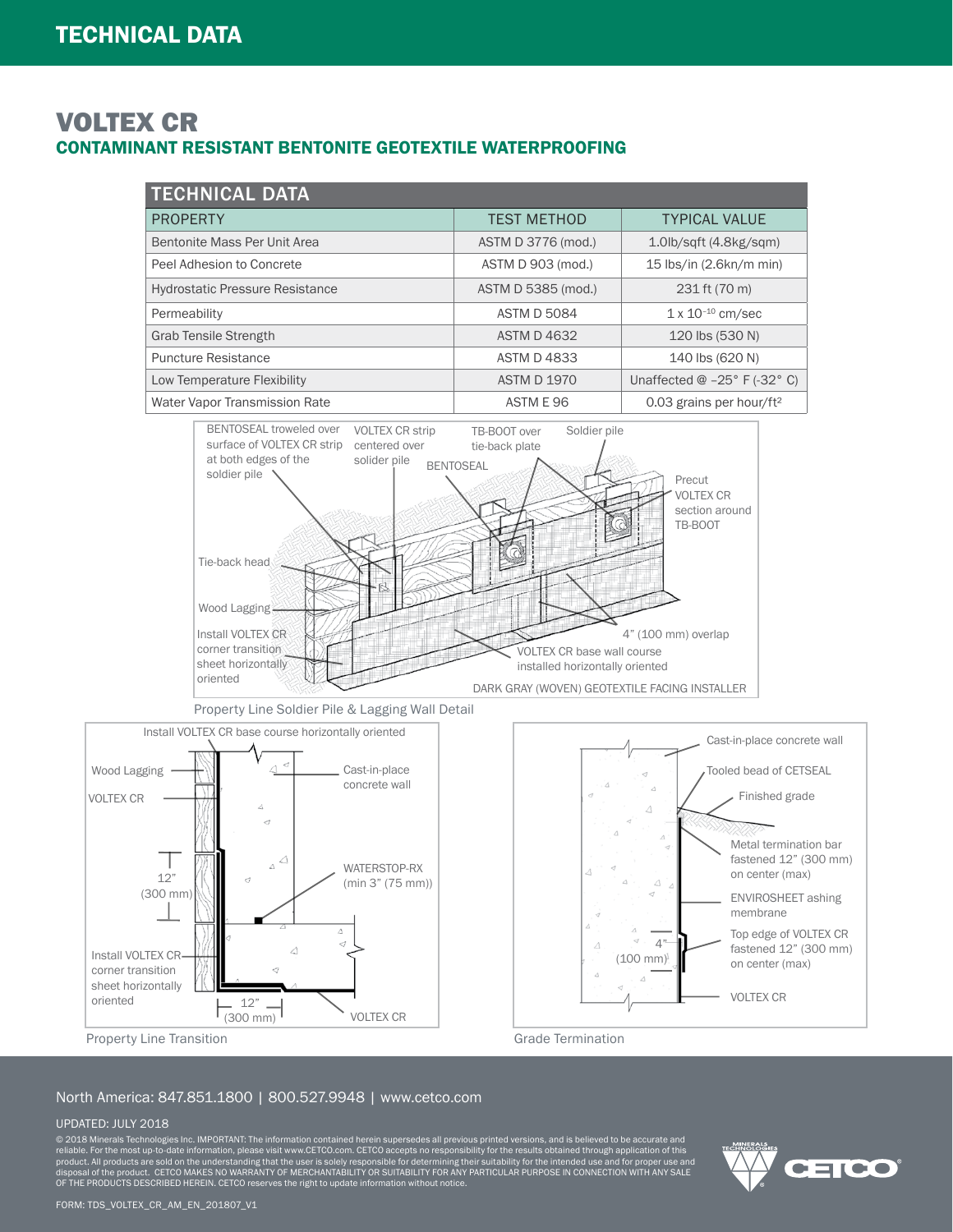# VOLTEX CR

## CONTAMINANT RESISTANT BENTONITE GEOTEXTILE WATERPROOFING

| TECHNICAL DATA | | |
|---|---|---|
| PROPERTY | TEST METHOD | TYPICAL VALUE |
| Bentonite Mass Per Unit Area | ASTM D 3776 (mod.) | 1.0lb/sqft (4.8kg/sqm) |
| Peel Adhesion to Concrete | ASTM D 903 (mod.) | 15 lbs/in (2.6kn/m min) |
| Hydrostatic Pressure Resistance | ASTM D 5385 (mod.) | 231 ft (70 m) |
| Permeability | ASTM D 5084 | $1 \times 10^{-10}$ cm/sec |
| Grab Tensile Strength | ASTM D 4632 | 120 lbs (530 N) |
| Puncture Resistance | ASTM D 4833 | 140 lbs (620 N) |
| Low Temperature Flexibility | ASTM D 1970 | Unaffected @ –25° F (-32° C) |
| Water Vapor Transmission Rate | ASTM E 96 | 0.03 grains per hour/ft² |

BENTOSEAL troweled over surface of VOLTEX CR strip at both edges of the soldier pile

VOLTEX CR strip centered over solider pile

TB-BOOT over tie-back plate

Soldier pile

BENTOSEAL

Precut VOLTEX CR section around TB-BOOT

Tie-back head

Wood Lagging

Install VOLTEX CR corner transition sheet horizontally oriented

4" (100 mm) overlap

VOLTEX CR base wall course installed horizontally oriented

DARK GRAY (WOVEN) GEOTEXTILE FACING INSTALLER

Property Line Soldier Pile & Lagging Wall Detail

Install VOLTEX CR base course horizontally oriented

Wood Lagging

VOLTEX CR

Cast-in-place concrete wall

12" (300 mm)

WATERSTOP-RX (min 3" (75 mm))

Install VOLTEX CR corner transition sheet horizontally oriented

12" (300 mm)

VOLTEX CR

Property Line Transition

Cast-in-place concrete wall

Tooled bead of CETSEAL

Finished grade

Metal termination bar fastened 12" (300 mm) on center (max)

ENVIROSHEET ashing membrane

4" (100 mm)

Top edge of VOLTEX CR fastened 12" (300 mm) on center (max)

VOLTEX CR

Grade Termination

North America: 847.851.1800 | 800.527.9948 | www.cetco.com

UPDATED: JULY 2018

© 2018 Minerals Technologies Inc. IMPORTANT: The information contained herein supersedes all previous printed versions, and is believed to be accurate and reliable. For the most up-to-date information, please visit www.CETCO.com. CETCO accepts no responsibility for the results obtained through application of this product. All products are sold on the understanding that the user is solely responsible for determining their suitability for the intended use and for proper use and disposal of the product. CETCO MAKES NO WARRANTY OF MERCHANTABILITY OR SUITABILITY FOR ANY PARTICULAR PURPOSE IN CONNECTION WITH ANY SALE OF THE PRODUCTS DESCRIBED HEREIN. CETCO reserves the right to update information without notice.

FORM: TDS_VOLTEX_CR_AM_EN_201807_V1